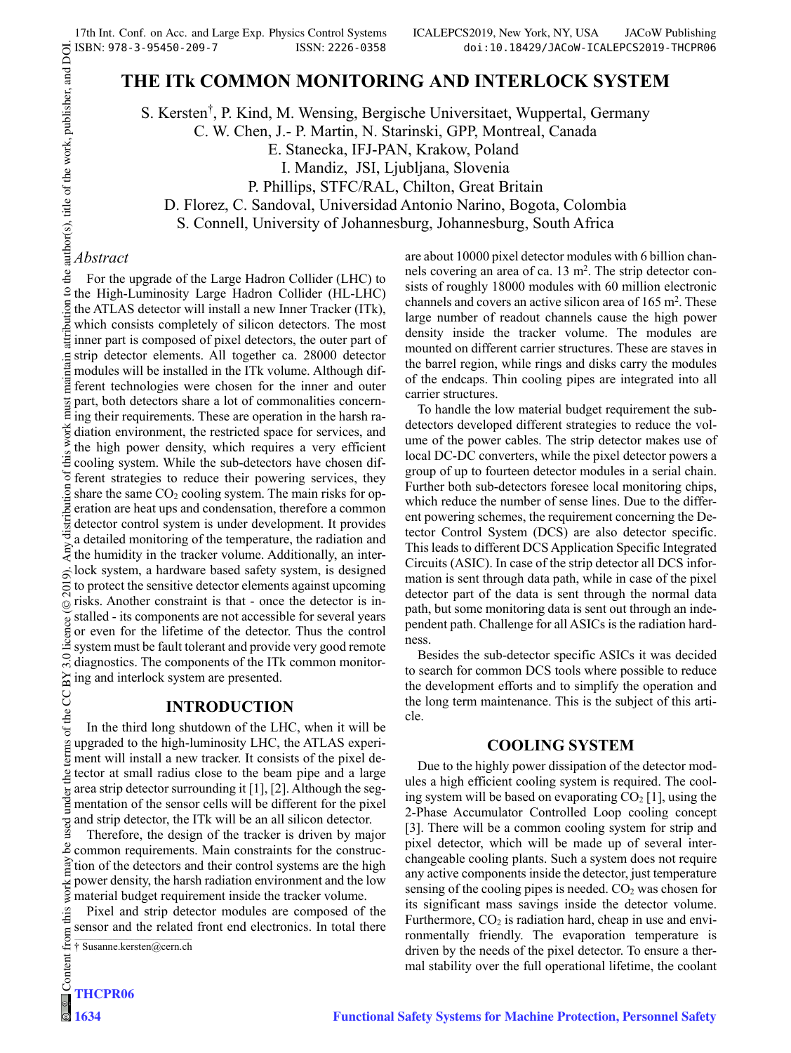# THE ITk COMMON MONITORING AND INTERLOCK SYSTEM

S. Kersten[†], P. Kind, M. Wensing, Bergische Universitaet, Wuppertal, Germany
C. W. Chen, J.- P. Martin, N. Starinski, GPP, Montreal, Canada
E. Stanecka, IFJ-PAN, Krakow, Poland
I. Mandiz, JSI, Ljubljana, Slovenia
P. Phillips, STFC/RAL, Chilton, Great Britain
D. Florez, C. Sandoval, Universidad Antonio Narino, Bogota, Colombia
S. Connell, University of Johannesburg, Johannesburg, South Africa

*Abstract*

For the upgrade of the Large Hadron Collider (LHC) to the High-Luminosity Large Hadron Collider (HL-LHC) the ATLAS detector will install a new Inner Tracker (ITk), which consists completely of silicon detectors. The most inner part is composed of pixel detectors, the outer part of strip detector elements. All together ca. 28000 detector modules will be installed in the ITk volume. Although different technologies were chosen for the inner and outer part, both detectors share a lot of commonalities concerning their requirements. These are operation in the harsh radiation environment, the restricted space for services, and the high power density, which requires a very efficient cooling system. While the sub-detectors have chosen different strategies to reduce their powering services, they share the same $CO_2$ cooling system. The main risks for operation are heat ups and condensation, therefore a common detector control system is under development. It provides a detailed monitoring of the temperature, the radiation and the humidity in the tracker volume. Additionally, an interlock system, a hardware based safety system, is designed to protect the sensitive detector elements against upcoming risks. Another constraint is that - once the detector is installed - its components are not accessible for several years or even for the lifetime of the detector. Thus the control system must be fault tolerant and provide very good remote diagnostics. The components of the ITk common monitoring and interlock system are presented.

## INTRODUCTION

In the third long shutdown of the LHC, when it will be upgraded to the high-luminosity LHC, the ATLAS experiment will install a new tracker. It consists of the pixel detector at small radius close to the beam pipe and a large area strip detector surrounding it [1], [2]. Although the segmentation of the sensor cells will be different for the pixel and strip detector, the ITk will be an all silicon detector.

Therefore, the design of the tracker is driven by major common requirements. Main constraints for the construction of the detectors and their control systems are the high power density, the harsh radiation environment and the low material budget requirement inside the tracker volume.

Pixel and strip detector modules are composed of the sensor and the related front end electronics. In total there are about 10000 pixel detector modules with 6 billion channels covering an area of ca. 13 m$^2$. The strip detector consists of roughly 18000 modules with 60 million electronic channels and covers an active silicon area of 165 m$^2$. These large number of readout channels cause the high power density inside the tracker volume. The modules are mounted on different carrier structures. These are staves in the barrel region, while rings and disks carry the modules of the endcaps. Thin cooling pipes are integrated into all carrier structures.

To handle the low material budget requirement the sub-detectors developed different strategies to reduce the volume of the power cables. The strip detector makes use of local DC-DC converters, while the pixel detector powers a group of up to fourteen detector modules in a serial chain. Further both sub-detectors foresee local monitoring chips, which reduce the number of sense lines. Due to the different powering schemes, the requirement concerning the Detector Control System (DCS) are also detector specific. This leads to different DCS Application Specific Integrated Circuits (ASIC). In case of the strip detector all DCS information is sent through data path, while in case of the pixel detector part of the data is sent through the normal data path, but some monitoring data is sent out through an independent path. Challenge for all ASICs is the radiation hardness.

Besides the sub-detector specific ASICs it was decided to search for common DCS tools where possible to reduce the development efforts and to simplify the operation and the long term maintenance. This is the subject of this article.

## COOLING SYSTEM

Due to the highly power dissipation of the detector modules a high efficient cooling system is required. The cooling system will be based on evaporating $CO_2$ [1], using the 2-Phase Accumulator Controlled Loop cooling concept [3]. There will be a common cooling system for strip and pixel detector, which will be made up of several interchangeable cooling plants. Such a system does not require any active components inside the detector, just temperature sensing of the cooling pipes is needed. $CO_2$ was chosen for its significant mass savings inside the detector volume. Furthermore, $CO_2$ is radiation hard, cheap in use and environmentally friendly. The evaporation temperature is driven by the needs of the pixel detector. To ensure a thermal stability over the full operational lifetime, the coolant

† Susanne.kersten@cern.ch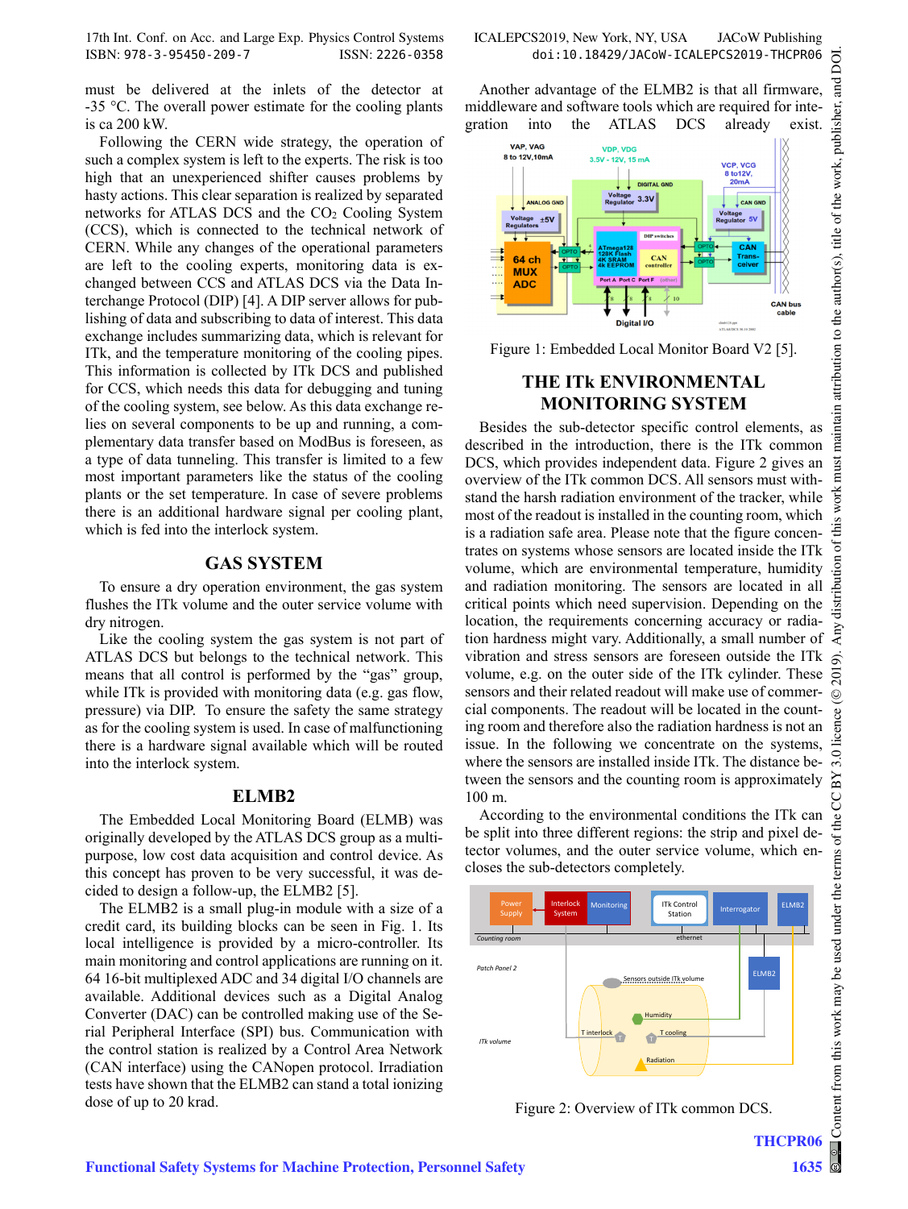must be delivered at the inlets of the detector at -35 °C. The overall power estimate for the cooling plants is ca 200 kW.

Following the CERN wide strategy, the operation of such a complex system is left to the experts. The risk is too high that an unexperienced shifter causes problems by hasty actions. This clear separation is realized by separated networks for ATLAS DCS and the $CO_2$ Cooling System (CCS), which is connected to the technical network of CERN. While any changes of the operational parameters are left to the cooling experts, monitoring data is exchanged between CCS and ATLAS DCS via the Data Interchange Protocol (DIP) [4]. A DIP server allows for publishing of data and subscribing to data of interest. This data exchange includes summarizing data, which is relevant for ITk, and the temperature monitoring of the cooling pipes. This information is collected by ITk DCS and published for CCS, which needs this data for debugging and tuning of the cooling system, see below. As this data exchange relies on several components to be up and running, a complementary data transfer based on ModBus is foreseen, as a type of data tunneling. This transfer is limited to a few most important parameters like the status of the cooling plants or the set temperature. In case of severe problems there is an additional hardware signal per cooling plant, which is fed into the interlock system.

## GAS SYSTEM

To ensure a dry operation environment, the gas system flushes the ITk volume and the outer service volume with dry nitrogen.

Like the cooling system the gas system is not part of ATLAS DCS but belongs to the technical network. This means that all control is performed by the "gas" group, while ITk is provided with monitoring data (e.g. gas flow, pressure) via DIP. To ensure the safety the same strategy as for the cooling system is used. In case of malfunctioning there is a hardware signal available which will be routed into the interlock system.

## ELMB2

The Embedded Local Monitoring Board (ELMB) was originally developed by the ATLAS DCS group as a multi-purpose, low cost data acquisition and control device. As this concept has proven to be very successful, it was decided to design a follow-up, the ELMB2 [5].

The ELMB2 is a small plug-in module with a size of a credit card, its building blocks can be seen in Fig. 1. Its local intelligence is provided by a micro-controller. Its main monitoring and control applications are running on it. 64 16-bit multiplexed ADC and 34 digital I/O channels are available. Additional devices such as a Digital Analog Converter (DAC) can be controlled making use of the Serial Peripheral Interface (SPI) bus. Communication with the control station is realized by a Control Area Network (CAN interface) using the CANopen protocol. Irradiation tests have shown that the ELMB2 can stand a total ionizing dose of up to 20 krad.

Another advantage of the ELMB2 is that all firmware, middleware and software tools which are required for integration into the ATLAS DCS already exist.

Figure 1: Embedded Local Monitor Board V2 [5].

## THE ITk ENVIRONMENTAL MONITORING SYSTEM

Besides the sub-detector specific control elements, as described in the introduction, there is the ITk common DCS, which provides independent data. Figure 2 gives an overview of the ITk common DCS. All sensors must withstand the harsh radiation environment of the tracker, while most of the readout is installed in the counting room, which is a radiation safe area. Please note that the figure concentrates on systems whose sensors are located inside the ITk volume, which are environmental temperature, humidity and radiation monitoring. The sensors are located in all critical points which need supervision. Depending on the location, the requirements concerning accuracy or radiation hardness might vary. Additionally, a small number of vibration and stress sensors are foreseen outside the ITk volume, e.g. on the outer side of the ITk cylinder. These sensors and their related readout will make use of commercial components. The readout will be located in the counting room and therefore also the radiation hardness is not an issue. In the following we concentrate on the systems, where the sensors are installed inside ITk. The distance between the sensors and the counting room is approximately 100 m.

According to the environmental conditions the ITk can be split into three different regions: the strip and pixel detector volumes, and the outer service volume, which encloses the sub-detectors completely.

Figure 2: Overview of ITk common DCS.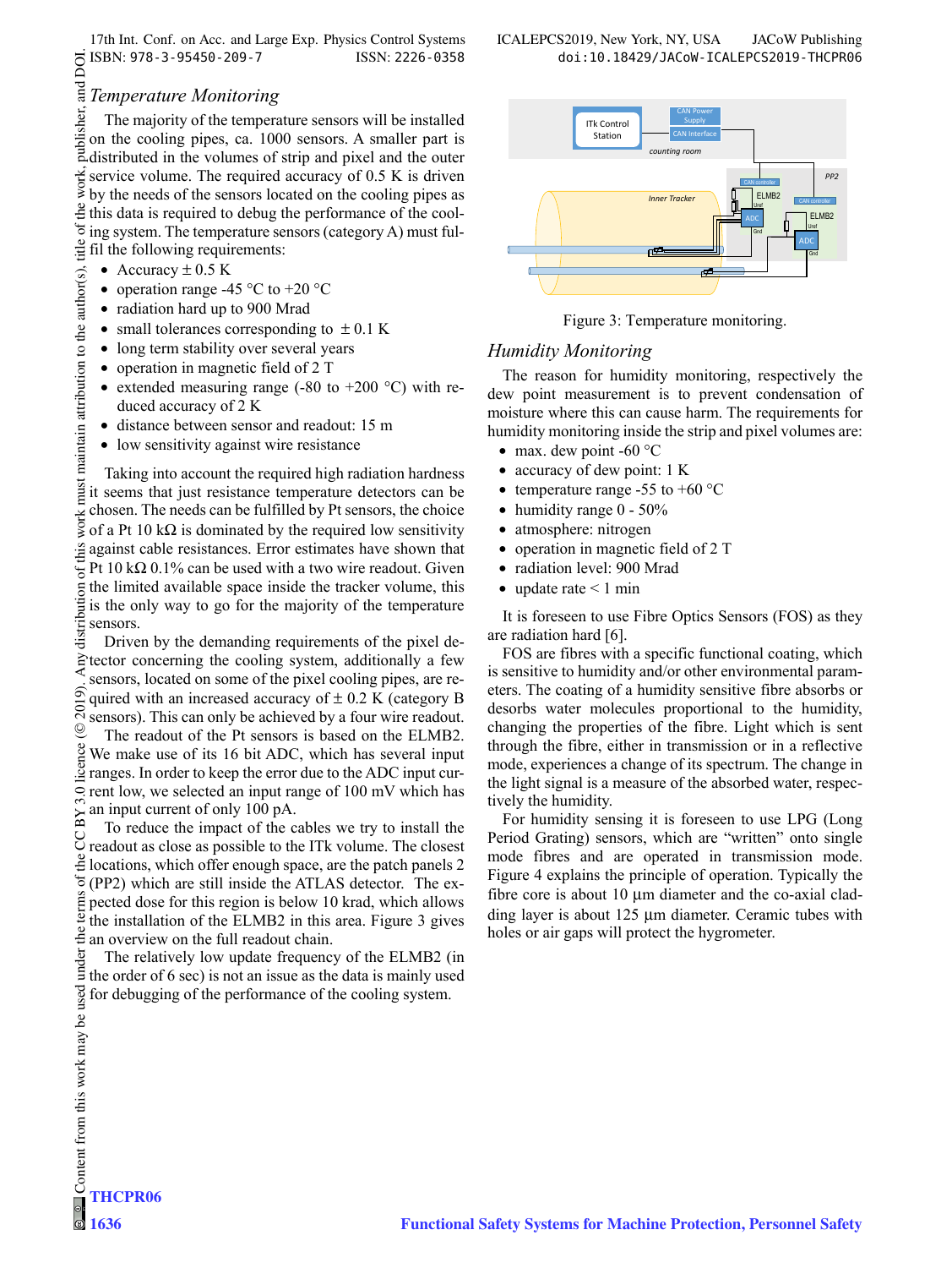### *Temperature Monitoring*

The majority of the temperature sensors will be installed on the cooling pipes, ca. 1000 sensors. A smaller part is distributed in the volumes of strip and pixel and the outer service volume. The required accuracy of 0.5 K is driven by the needs of the sensors located on the cooling pipes as this data is required to debug the performance of the cooling system. The temperature sensors (category A) must fulfil the following requirements:

- Accuracy ± 0.5 K
- operation range -45 °C to +20 °C
- radiation hard up to 900 Mrad
- small tolerances corresponding to ± 0.1 K
- long term stability over several years
- operation in magnetic field of 2 T
- extended measuring range (-80 to +200 °C) with reduced accuracy of 2 K
- distance between sensor and readout: 15 m
- low sensitivity against wire resistance

Taking into account the required high radiation hardness it seems that just resistance temperature detectors can be chosen. The needs can be fulfilled by Pt sensors, the choice of a Pt 10 kΩ is dominated by the required low sensitivity against cable resistances. Error estimates have shown that Pt 10 kΩ 0.1% can be used with a two wire readout. Given the limited available space inside the tracker volume, this is the only way to go for the majority of the temperature sensors.

Driven by the demanding requirements of the pixel detector concerning the cooling system, additionally a few sensors, located on some of the pixel cooling pipes, are required with an increased accuracy of ± 0.2 K (category B sensors). This can only be achieved by a four wire readout.

The readout of the Pt sensors is based on the ELMB2. We make use of its 16 bit ADC, which has several input ranges. In order to keep the error due to the ADC input current low, we selected an input range of 100 mV which has an input current of only 100 pA.

To reduce the impact of the cables we try to install the readout as close as possible to the ITk volume. The closest locations, which offer enough space, are the patch panels 2 (PP2) which are still inside the ATLAS detector. The expected dose for this region is below 10 krad, which allows the installation of the ELMB2 in this area. Figure 3 gives an overview on the full readout chain.

The relatively low update frequency of the ELMB2 (in the order of 6 sec) is not an issue as the data is mainly used for debugging of the performance of the cooling system.

Figure 3: Temperature monitoring.

### *Humidity Monitoring*

The reason for humidity monitoring, respectively the dew point measurement is to prevent condensation of moisture where this can cause harm. The requirements for humidity monitoring inside the strip and pixel volumes are:

- max. dew point -60 °C
- accuracy of dew point: 1 K
- temperature range -55 to +60 °C
- humidity range 0 - 50%
- atmosphere: nitrogen
- operation in magnetic field of 2 T
- radiation level: 900 Mrad
- update rate < 1 min

It is foreseen to use Fibre Optics Sensors (FOS) as they are radiation hard [6].

FOS are fibres with a specific functional coating, which is sensitive to humidity and/or other environmental parameters. The coating of a humidity sensitive fibre absorbs or desorbs water molecules proportional to the humidity, changing the properties of the fibre. Light which is sent through the fibre, either in transmission or in a reflective mode, experiences a change of its spectrum. The change in the light signal is a measure of the absorbed water, respectively the humidity.

For humidity sensing it is foreseen to use LPG (Long Period Grating) sensors, which are "written" onto single mode fibres and are operated in transmission mode. Figure 4 explains the principle of operation. Typically the fibre core is about 10 µm diameter and the co-axial cladding layer is about 125 µm diameter. Ceramic tubes with holes or air gaps will protect the hygrometer.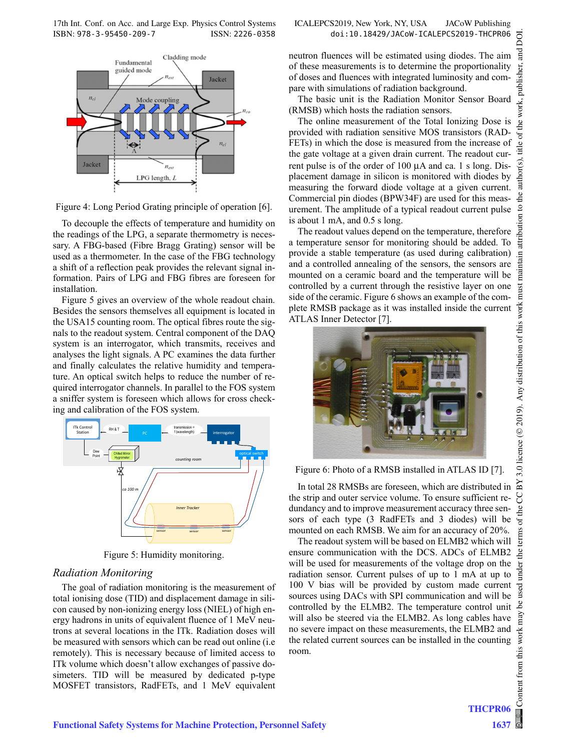Figure 4: Long Period Grating principle of operation [6].

To decouple the effects of temperature and humidity on the readings of the LPG, a separate thermometry is necessary. A FBG-based (Fibre Bragg Grating) sensor will be used as a thermometer. In the case of the FBG technology a shift of a reflection peak provides the relevant signal information. Pairs of LPG and FBG fibres are foreseen for installation.

Figure 5 gives an overview of the whole readout chain. Besides the sensors themselves all equipment is located in the USA15 counting room. The optical fibres route the signals to the readout system. Central component of the DAQ system is an interrogator, which transmits, receives and analyses the light signals. A PC examines the data further and finally calculates the relative humidity and temperature. An optical switch helps to reduce the number of required interrogator channels. In parallel to the FOS system a sniffer system is foreseen which allows for cross checking and calibration of the FOS system.

Figure 5: Humidity monitoring.

## Radiation Monitoring

The goal of radiation monitoring is the measurement of total ionising dose (TID) and displacement damage in silicon caused by non-ionizing energy loss (NIEL) of high energy hadrons in units of equivalent fluence of 1 MeV neutrons at several locations in the ITk. Radiation doses will be measured with sensors which can be read out online (i.e remotely). This is necessary because of limited access to ITk volume which doesn't allow exchanges of passive dosimeters. TID will be measured by dedicated p-type MOSFET transistors, RadFETs, and 1 MeV equivalent neutron fluences will be estimated using diodes. The aim of these measurements is to determine the proportionality of doses and fluences with integrated luminosity and compare with simulations of radiation background.

The basic unit is the Radiation Monitor Sensor Board (RMSB) which hosts the radiation sensors.

The online measurement of the Total Ionizing Dose is provided with radiation sensitive MOS transistors (RADFETs) in which the dose is measured from the increase of the gate voltage at a given drain current. The readout current pulse is of the order of 100 µA and ca. 1 s long. Displacement damage in silicon is monitored with diodes by measuring the forward diode voltage at a given current. Commercial pin diodes (BPW34F) are used for this measurement. The amplitude of a typical readout current pulse is about 1 mA, and 0.5 s long.

The readout values depend on the temperature, therefore a temperature sensor for monitoring should be added. To provide a stable temperature (as used during calibration) and a controlled annealing of the sensors, the sensors are mounted on a ceramic board and the temperature will be controlled by a current through the resistive layer on one side of the ceramic. Figure 6 shows an example of the complete RMSB package as it was installed inside the current ATLAS Inner Detector [7].

Figure 6: Photo of a RMSB installed in ATLAS ID [7].

In total 28 RMSBs are foreseen, which are distributed in the strip and outer service volume. To ensure sufficient redundancy and to improve measurement accuracy three sensors of each type (3 RadFETs and 3 diodes) will be mounted on each RMSB. We aim for an accuracy of 20%.

The readout system will be based on ELMB2 which will ensure communication with the DCS. ADCs of ELMB2 will be used for measurements of the voltage drop on the radiation sensor. Current pulses of up to 1 mA at up to 100 V bias will be provided by custom made current sources using DACs with SPI communication and will be controlled by the ELMB2. The temperature control unit will also be steered via the ELMB2. As long cables have no severe impact on these measurements, the ELMB2 and the related current sources can be installed in the counting room.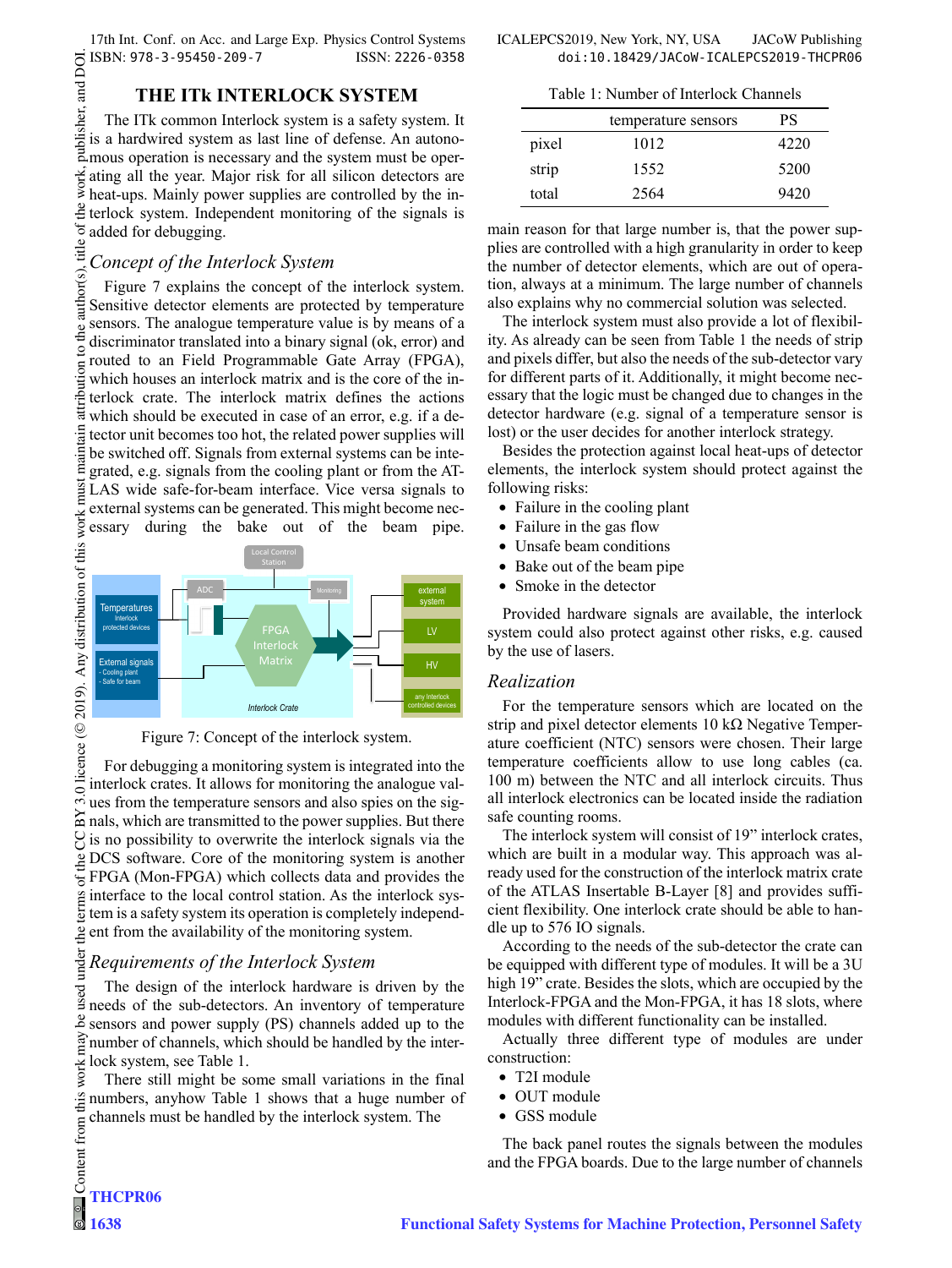## THE ITk INTERLOCK SYSTEM

The ITk common Interlock system is a safety system. It is a hardwired system as last line of defense. An autonomous operation is necessary and the system must be operating all the year. Major risk for all silicon detectors are heat-ups. Mainly power supplies are controlled by the interlock system. Independent monitoring of the signals is added for debugging.

### *Concept of the Interlock System*

Figure 7 explains the concept of the interlock system. Sensitive detector elements are protected by temperature sensors. The analogue temperature value is by means of a discriminator translated into a binary signal (ok, error) and routed to an Field Programmable Gate Array (FPGA), which houses an interlock matrix and is the core of the interlock crate. The interlock matrix defines the actions which should be executed in case of an error, e.g. if a detector unit becomes too hot, the related power supplies will be switched off. Signals from external systems can be integrated, e.g. signals from the cooling plant or from the ATLAS wide safe-for-beam interface. Vice versa signals to external systems can be generated. This might become necessary during the bake out of the beam pipe.

Figure 7: Concept of the interlock system.

For debugging a monitoring system is integrated into the interlock crates. It allows for monitoring the analogue values from the temperature sensors and also spies on the signals, which are transmitted to the power supplies. But there is no possibility to overwrite the interlock signals via the DCS software. Core of the monitoring system is another FPGA (Mon-FPGA) which collects data and provides the interface to the local control station. As the interlock system is a safety system its operation is completely independent from the availability of the monitoring system.

### *Requirements of the Interlock System*

The design of the interlock hardware is driven by the needs of the sub-detectors. An inventory of temperature sensors and power supply (PS) channels added up to the number of channels, which should be handled by the interlock system, see Table 1.

There still might be some small variations in the final numbers, anyhow Table 1 shows that a huge number of channels must be handled by the interlock system. The main reason for that large number is, that the power supplies are controlled with a high granularity in order to keep the number of detector elements, which are out of operation, always at a minimum. The large number of channels also explains why no commercial solution was selected.

Table 1: Number of Interlock Channels

| | temperature sensors | PS |
|---|---|---|
| pixel | 1012 | 4220 |
| strip | 1552 | 5200 |
| total | 2564 | 9420 |

The interlock system must also provide a lot of flexibility. As already can be seen from Table 1 the needs of strip and pixels differ, but also the needs of the sub-detector vary for different parts of it. Additionally, it might become necessary that the logic must be changed due to changes in the detector hardware (e.g. signal of a temperature sensor is lost) or the user decides for another interlock strategy.

Besides the protection against local heat-ups of detector elements, the interlock system should protect against the following risks:

- Failure in the cooling plant
- Failure in the gas flow
- Unsafe beam conditions
- Bake out of the beam pipe
- Smoke in the detector

Provided hardware signals are available, the interlock system could also protect against other risks, e.g. caused by the use of lasers.

### *Realization*

For the temperature sensors which are located on the strip and pixel detector elements 10 kΩ Negative Temperature coefficient (NTC) sensors were chosen. Their large temperature coefficients allow to use long cables (ca. 100 m) between the NTC and all interlock circuits. Thus all interlock electronics can be located inside the radiation safe counting rooms.

The interlock system will consist of 19" interlock crates, which are built in a modular way. This approach was already used for the construction of the interlock matrix crate of the ATLAS Insertable B-Layer [8] and provides sufficient flexibility. One interlock crate should be able to handle up to 576 IO signals.

According to the needs of the sub-detector the crate can be equipped with different type of modules. It will be a 3U high 19" crate. Besides the slots, which are occupied by the Interlock-FPGA and the Mon-FPGA, it has 18 slots, where modules with different functionality can be installed.

Actually three different type of modules are under construction:

- T2I module
- OUT module
- GSS module

The back panel routes the signals between the modules and the FPGA boards. Due to the large number of channels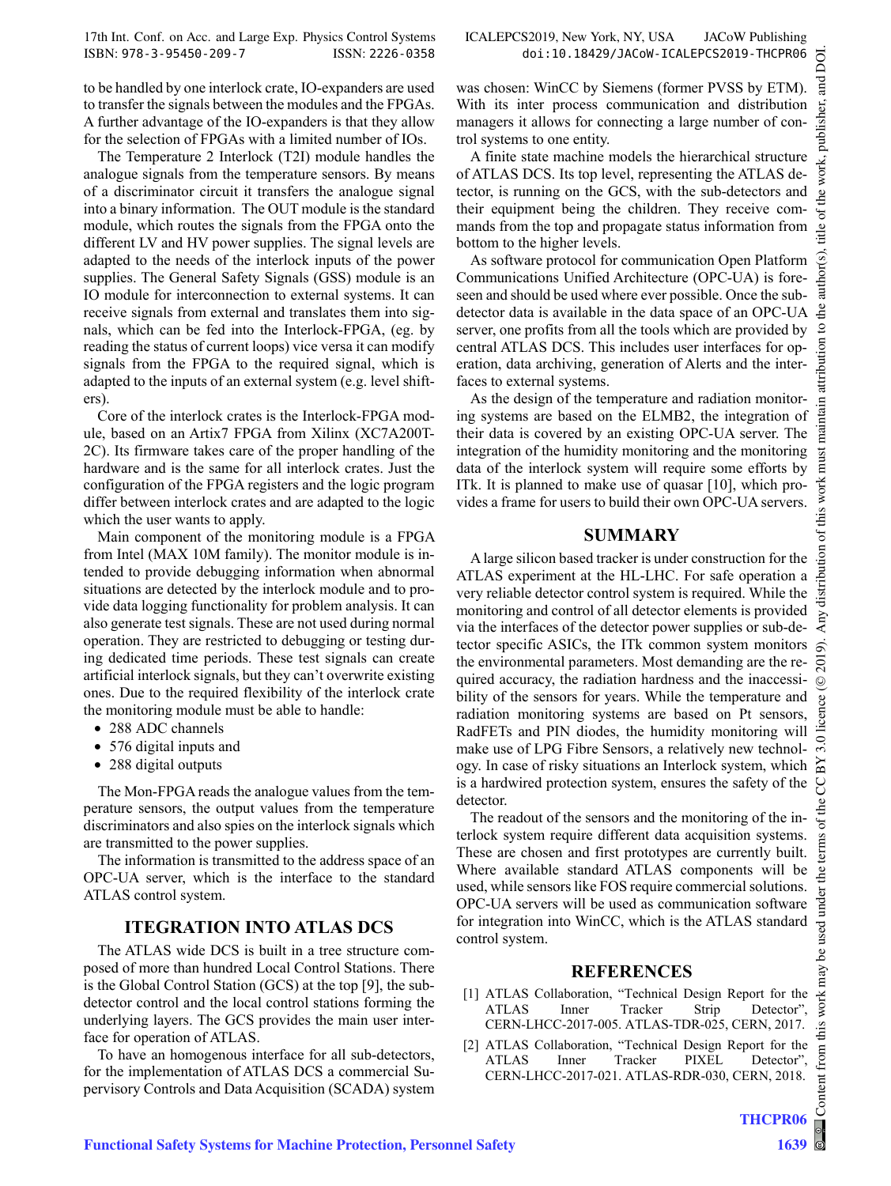to be handled by one interlock crate, IO-expanders are used to transfer the signals between the modules and the FPGAs. A further advantage of the IO-expanders is that they allow for the selection of FPGAs with a limited number of IOs.

The Temperature 2 Interlock (T2I) module handles the analogue signals from the temperature sensors. By means of a discriminator circuit it transfers the analogue signal into a binary information. The OUT module is the standard module, which routes the signals from the FPGA onto the different LV and HV power supplies. The signal levels are adapted to the needs of the interlock inputs of the power supplies. The General Safety Signals (GSS) module is an IO module for interconnection to external systems. It can receive signals from external and translates them into signals, which can be fed into the Interlock-FPGA, (eg. by reading the status of current loops) vice versa it can modify signals from the FPGA to the required signal, which is adapted to the inputs of an external system (e.g. level shifters).

Core of the interlock crates is the Interlock-FPGA module, based on an Artix7 FPGA from Xilinx (XC7A200T-2C). Its firmware takes care of the proper handling of the hardware and is the same for all interlock crates. Just the configuration of the FPGA registers and the logic program differ between interlock crates and are adapted to the logic which the user wants to apply.

Main component of the monitoring module is a FPGA from Intel (MAX 10M family). The monitor module is intended to provide debugging information when abnormal situations are detected by the interlock module and to provide data logging functionality for problem analysis. It can also generate test signals. These are not used during normal operation. They are restricted to debugging or testing during dedicated time periods. These test signals can create artificial interlock signals, but they can't overwrite existing ones. Due to the required flexibility of the interlock crate the monitoring module must be able to handle:

- 288 ADC channels
- 576 digital inputs and
- 288 digital outputs

The Mon-FPGA reads the analogue values from the temperature sensors, the output values from the temperature discriminators and also spies on the interlock signals which are transmitted to the power supplies.

The information is transmitted to the address space of an OPC-UA server, which is the interface to the standard ATLAS control system.

## ITEGRATION INTO ATLAS DCS

The ATLAS wide DCS is built in a tree structure composed of more than hundred Local Control Stations. There is the Global Control Station (GCS) at the top [9], the subdetector control and the local control stations forming the underlying layers. The GCS provides the main user interface for operation of ATLAS.

To have an homogenous interface for all sub-detectors, for the implementation of ATLAS DCS a commercial Supervisory Controls and Data Acquisition (SCADA) system was chosen: WinCC by Siemens (former PVSS by ETM). With its inter process communication and distribution managers it allows for connecting a large number of control systems to one entity.

A finite state machine models the hierarchical structure of ATLAS DCS. Its top level, representing the ATLAS detector, is running on the GCS, with the sub-detectors and their equipment being the children. They receive commands from the top and propagate status information from bottom to the higher levels.

As software protocol for communication Open Platform Communications Unified Architecture (OPC-UA) is foreseen and should be used where ever possible. Once the subdetector data is available in the data space of an OPC-UA server, one profits from all the tools which are provided by central ATLAS DCS. This includes user interfaces for operation, data archiving, generation of Alerts and the interfaces to external systems.

As the design of the temperature and radiation monitoring systems are based on the ELMB2, the integration of their data is covered by an existing OPC-UA server. The integration of the humidity monitoring and the monitoring data of the interlock system will require some efforts by ITk. It is planned to make use of quasar [10], which provides a frame for users to build their own OPC-UA servers.

## SUMMARY

A large silicon based tracker is under construction for the ATLAS experiment at the HL-LHC. For safe operation a very reliable detector control system is required. While the monitoring and control of all detector elements is provided via the interfaces of the detector power supplies or sub-detector specific ASICs, the ITk common system monitors the environmental parameters. Most demanding are the required accuracy, the radiation hardness and the inaccessibility of the sensors for years. While the temperature and radiation monitoring systems are based on Pt sensors, RadFETs and PIN diodes, the humidity monitoring will make use of LPG Fibre Sensors, a relatively new technology. In case of risky situations an Interlock system, which is a hardwired protection system, ensures the safety of the detector.

The readout of the sensors and the monitoring of the interlock system require different data acquisition systems. These are chosen and first prototypes are currently built. Where available standard ATLAS components will be used, while sensors like FOS require commercial solutions. OPC-UA servers will be used as communication software for integration into WinCC, which is the ATLAS standard control system.

## REFERENCES

[1] ATLAS Collaboration, "Technical Design Report for the ATLAS Inner Tracker Strip Detector", CERN-LHCC-2017-005. ATLAS-TDR-025, CERN, 2017.

[2] ATLAS Collaboration, "Technical Design Report for the ATLAS Inner Tracker PIXEL Detector", CERN-LHCC-2017-021. ATLAS-RDR-030, CERN, 2018.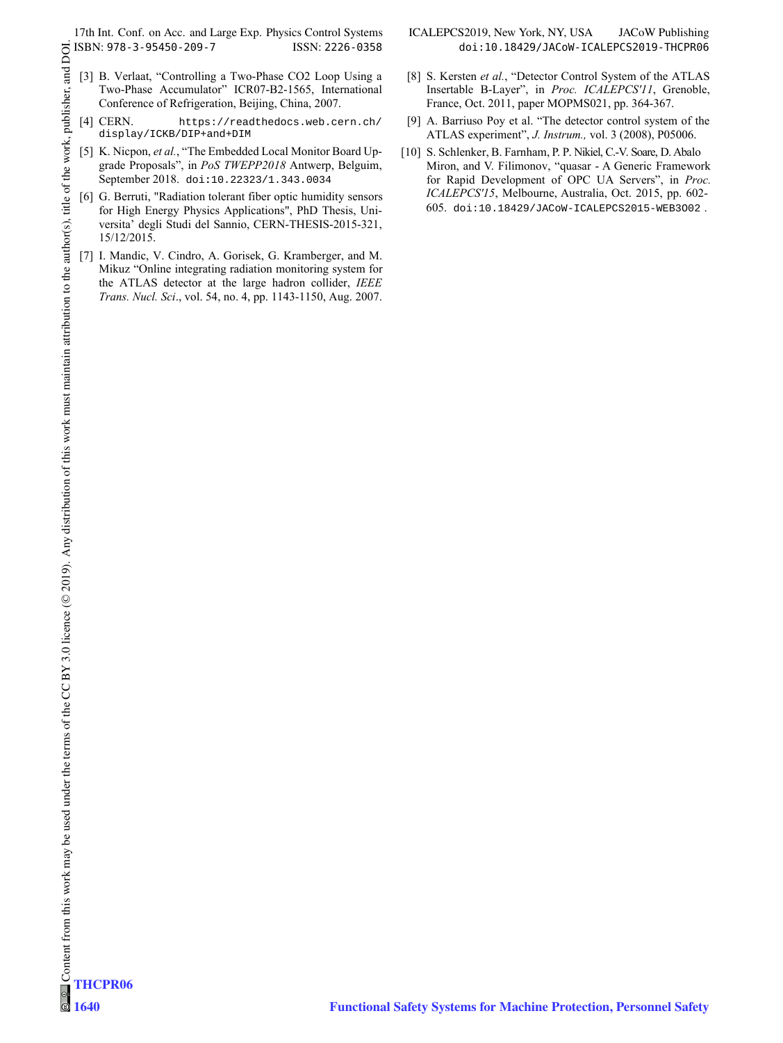[3] B. Verlaat, “Controlling a Two-Phase CO2 Loop Using a Two-Phase Accumulator” ICR07-B2-1565, International Conference of Refrigeration, Beijing, China, 2007.

[4] CERN. https://readthedocs.web.cern.ch/display/ICKB/DIP+and+DIM

[5] K. Nicpon, *et al.*, “The Embedded Local Monitor Board Upgrade Proposals”, in *PoS TWEPP2018* Antwerp, Belguim, September 2018. doi:10.22323/1.343.0034

[6] G. Berruti, "Radiation tolerant fiber optic humidity sensors for High Energy Physics Applications", PhD Thesis, Universita' degli Studi del Sannio, CERN-THESIS-2015-321, 15/12/2015.

[7] I. Mandic, V. Cindro, A. Gorisek, G. Kramberger, and M. Mikuz “Online integrating radiation monitoring system for the ATLAS detector at the large hadron collider, *IEEE Trans. Nucl. Sci*., vol. 54, no. 4, pp. 1143-1150, Aug. 2007.

[8] S. Kersten *et al.*, “Detector Control System of the ATLAS Insertable B-Layer”, in *Proc. ICALEPCS'11*, Grenoble, France, Oct. 2011, paper MOPMS021, pp. 364-367.

[9] A. Barriuso Poy et al. “The detector control system of the ATLAS experiment”, *J. Instrum.,* vol. 3 (2008), P05006.

[10] S. Schlenker, B. Farnham, P. P. Nikiel, C.-V. Soare, D. Abalo Miron, and V. Filimonov, “quasar - A Generic Framework for Rapid Development of OPC UA Servers”, in *Proc. ICALEPCS'15*, Melbourne, Australia, Oct. 2015, pp. 602-605. doi:10.18429/JACoW-ICALEPCS2015-WEB3O02 .